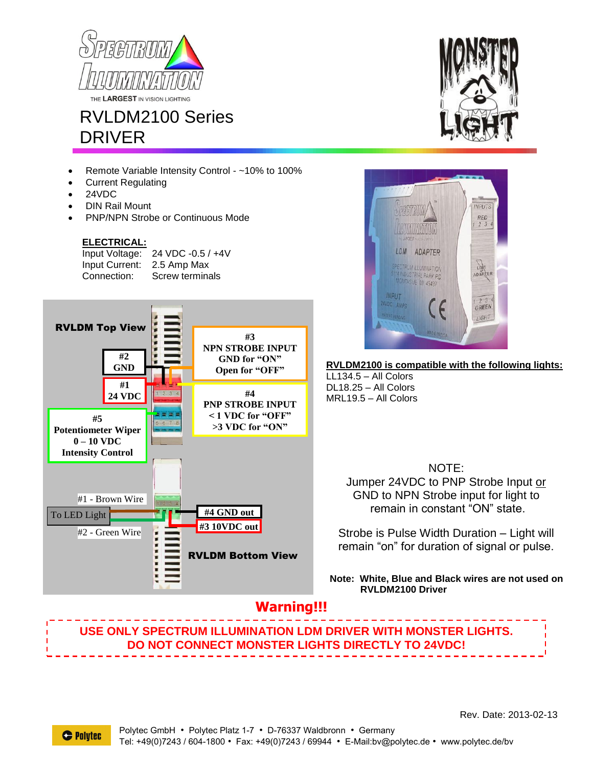THE LARGEST IN VISION LIGHTING

# RVLDM2100 Series DRIVER

- Remote Variable Intensity Control - ~10% to 100%
- Current Regulating
- 24VDC
- DIN Rail Mount
- PNP/NPN Strobe or Continuous Mode

**ELECTRICAL:**

| | |
|---|---|
| Input Voltage: | 24 VDC -0.5 / +4V |
| Input Current: | 2.5 Amp Max |
| Connection: | Screw terminals |

**RVLDM Top View**

**#2 GND**

**#1 24 VDC**

**#3 NPN STROBE INPUT GND for "ON" Open for "OFF"**

**#4 PNP STROBE INPUT < 1 VDC for "OFF" >3 VDC for "ON"**

**#5 Potentiometer Wiper 0 – 10 VDC Intensity Control**

#1 - Brown Wire

To LED Light

#2 - Green Wire

**#4 GND out**

**#3 10VDC out**

**RVLDM Bottom View**

**RVLDM2100 is compatible with the following lights:**

LL134.5 – All Colors
DL18.25 – All Colors
MRL19.5 – All Colors

NOTE:
Jumper 24VDC to PNP Strobe Input or GND to NPN Strobe input for light to remain in constant "ON" state.

Strobe is Pulse Width Duration – Light will remain "on" for duration of signal or pulse.

**Note: White, Blue and Black wires are not used on RVLDM2100 Driver**

**Warning!!!**

**USE ONLY SPECTRUM ILLUMINATION LDM DRIVER WITH MONSTER LIGHTS. DO NOT CONNECT MONSTER LIGHTS DIRECTLY TO 24VDC!**

Rev. Date: 2013-02-13

Polytec GmbH • Polytec Platz 1-7 • D-76337 Waldbronn • Germany
Tel: +49(0)7243 / 604-1800 • Fax: +49(0)7243 / 69944 • E-Mail:bv@polytec.de • www.polytec.de/bv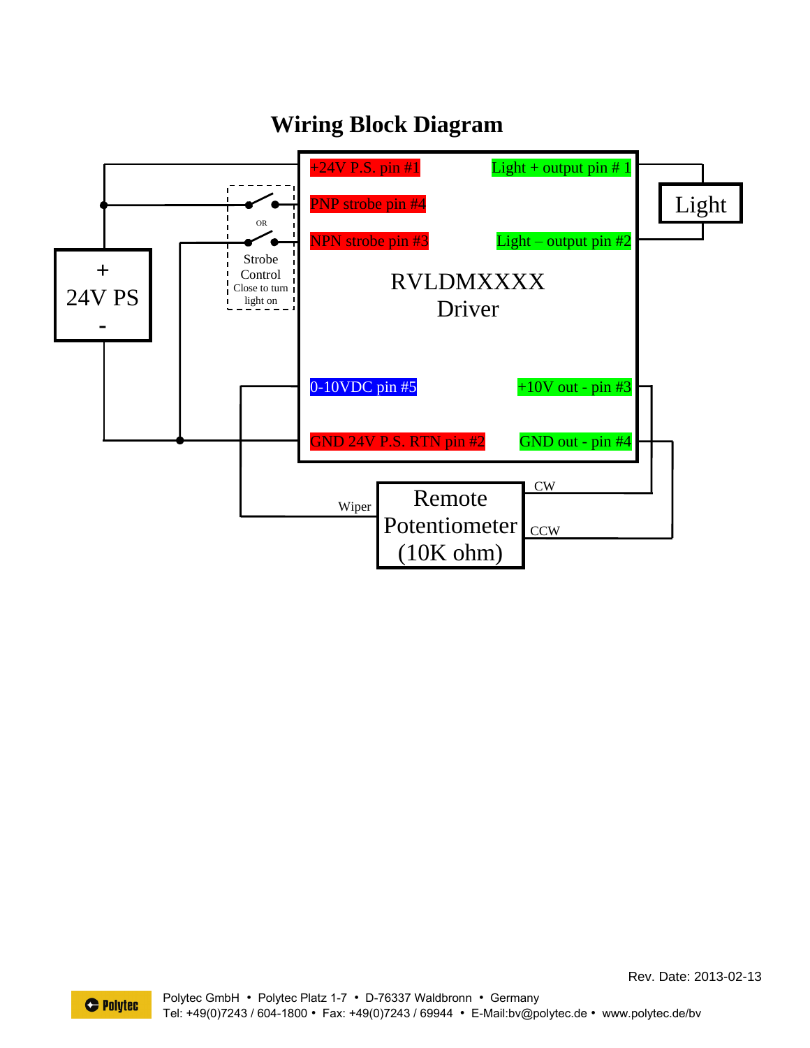# Wiring Block Diagram

+24V P.S. pin #1

PNP strobe pin #4

NPN strobe pin #3

Light + output pin # 1

Light – output pin #2

Light

\+
24V PS
\-

OR

Strobe Control
Close to turn light on

RVLDMXXXX
Driver

0-10VDC pin #5

+10V out - pin #3

GND 24V P.S. RTN pin #2

GND out - pin #4

Wiper

Remote Potentiometer (10K ohm)

CW

CCW

Rev. Date: 2013-02-13

Polytec GmbH • Polytec Platz 1-7 • D-76337 Waldbronn • Germany
Tel: +49(0)7243 / 604-1800 • Fax: +49(0)7243 / 69944 • E-Mail:bv@polytec.de • www.polytec.de/bv